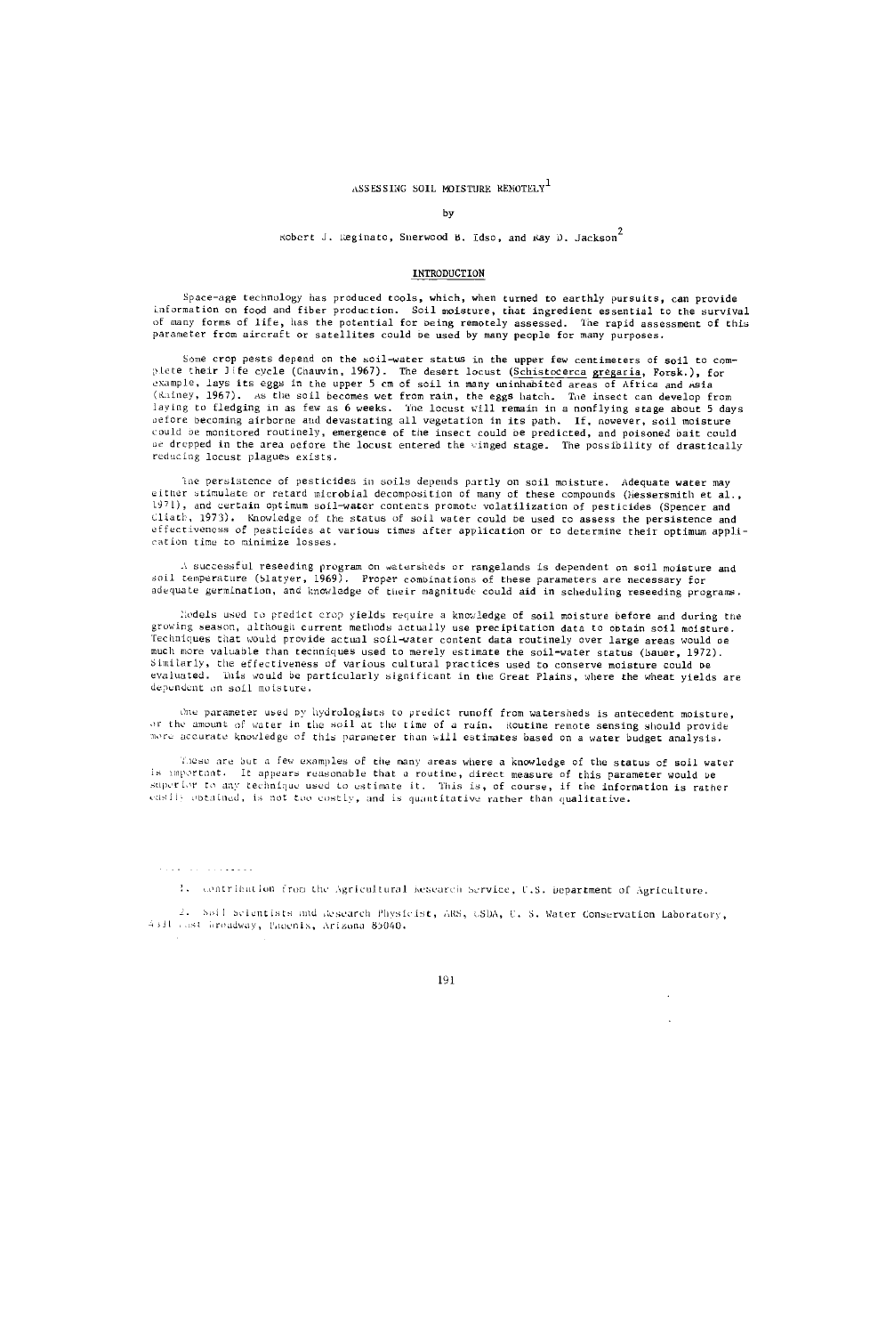# ASSESSING SOIL MOISTURE REMOTELY[1]

by

Robert J. Reginato, Sherwood B. Idso, and Ray D. Jackson[2]

## INTRODUCTION

Space-age technology has produced tools, which, when turned to earthly pursuits, can provide information on food and fiber production. Soil moisture, that ingredient essential to the survival of many forms of life, has the potential for being remotely assessed. The rapid assessment of this parameter from aircraft or satellites could be used by many people for many purposes.

Some crop pests depend on the soil-water status in the upper few centimeters of soil to complete their life cycle (Chauvin, 1967). The desert locust (*Schistocerca gregaria*, Forsk.), for example, lays its eggs in the upper 5 cm of soil in many uninhabited areas of Africa and Asia (Rainey, 1967). As the soil becomes wet from rain, the eggs hatch. The insect can develop from laying to fledging in as few as 6 weeks. The locust will remain in a nonflying stage about 5 days before becoming airborne and devastating all vegetation in its path. If, however, soil moisture could be monitored routinely, emergence of the insect could be predicted, and poisoned bait could be dropped in the area before the locust entered the winged stage. The possibility of drastically reducing locust plagues exists.

The persistence of pesticides in soils depends partly on soil moisture. Adequate water may either stimulate or retard microbial decomposition of many of these compounds (Hessersmith et al., 1971), and certain optimum soil-water contents promote volatilization of pesticides (Spencer and Cliath, 1973). Knowledge of the status of soil water could be used to assess the persistence and effectiveness of pesticides at various times after application or to determine their optimum application time to minimize losses.

A successful reseeding program on watersheds or rangelands is dependent on soil moisture and soil temperature (Slatyer, 1969). Proper combinations of these parameters are necessary for adequate germination, and knowledge of their magnitude could aid in scheduling reseeding programs.

Models used to predict crop yields require a knowledge of soil moisture before and during the growing season, although current methods actually use precipitation data to obtain soil moisture. Techniques that would provide actual soil-water content data routinely over large areas would be much more valuable than techniques used to merely estimate the soil-water status (Bauer, 1972). Similarly, the effectiveness of various cultural practices used to conserve moisture could be evaluated. This would be particularly significant in the Great Plains, where the wheat yields are dependent on soil moisture.

One parameter used by hydrologists to predict runoff from watersheds is antecedent moisture, or the amount of water in the soil at the time of a rain. Routine remote sensing should provide more accurate knowledge of this parameter than will estimates based on a water budget analysis.

These are but a few examples of the many areas where a knowledge of the status of soil water is important. It appears reasonable that a routine, direct measure of this parameter would be superior to any technique used to estimate it. This is, of course, if the information is rather easily obtained, is not too costly, and is quantitative rather than qualitative.

---

1. Contribution from the Agricultural Research Service, U.S. Department of Agriculture.

2. Soil Scientists and Research Physicist, ARS, USDA, U. S. Water Conservation Laboratory, 4331 East Broadway, Phoenix, Arizona 85040.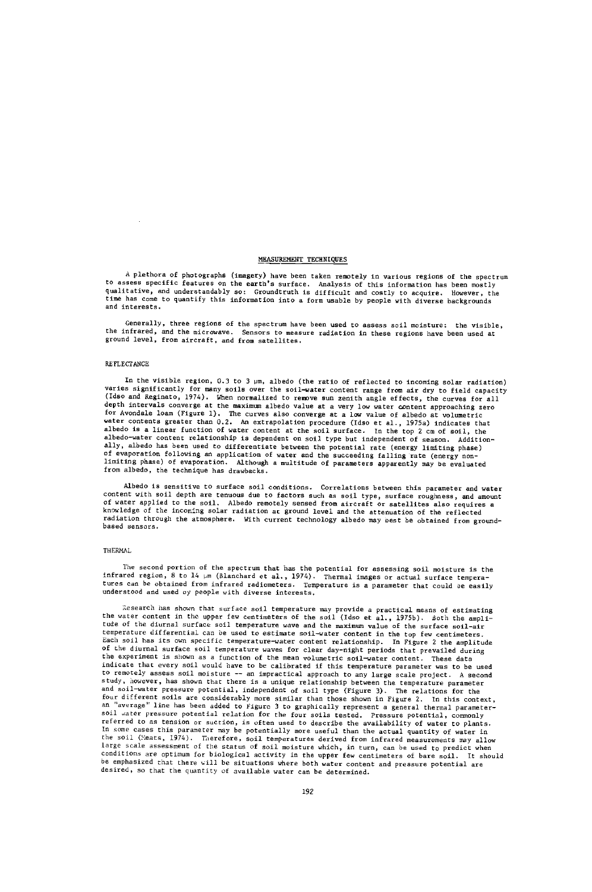## MEASUREMENT TECHNIQUES

A plethora of photographs (imagery) have been taken remotely in various regions of the spectrum to assess specific features on the earth's surface. Analysis of this information has been mostly qualitative, and understandably so: Groundtruth is difficult and costly to acquire. However, the time has come to quantify this information into a form usable by people with diverse backgrounds and interests.

Generally, three regions of the spectrum have been used to assess soil moisture: the visible, the infrared, and the microwave. Sensors to measure radiation in these regions have been used at ground level, from aircraft, and from satellites.

### REFLECTANCE

In the visible region, 0.3 to 3 μm, albedo (the ratio of reflected to incoming solar radiation) varies significantly for many soils over the soil-water content range from air dry to field capacity (Idso and Reginato, 1974). When normalized to remove sun zenith angle effects, the curves for all depth intervals converge at the maximum albedo value at a very low water content approaching zero for Avondale loam (Figure 1). The curves also converge at a low value of albedo at volumetric water contents greater than 0.2. An extrapolation procedure (Idso et al., 1975a) indicates that albedo is a linear function of water content at the soil surface. In the top 2 cm of soil, the albedo-water content relationship is dependent on soil type but independent of season. Additionally, albedo has been used to differentiate between the potential rate (energy limiting phase) of evaporation following an application of water and the succeeding falling rate (energy non-limiting phase) of evaporation. Although a multitude of parameters apparently may be evaluated from albedo, the technique has drawbacks.

Albedo is sensitive to surface soil conditions. Correlations between this parameter and water content with soil depth are tenuous due to factors such as soil type, surface roughness, and amount of water applied to the soil. Albedo remotely sensed from aircraft or satellites also requires a knowledge of the incoming solar radiation at ground level and the attenuation of the reflected radiation through the atmosphere. With current technology albedo may best be obtained from ground-based sensors.

### THERMAL

The second portion of the spectrum that has the potential for assessing soil moisture is the infrared region, 8 to 14 μm (Blanchard et al., 1974). Thermal images or actual surface temperatures can be obtained from infrared radiometers. Temperature is a parameter that could be easily understood and used by people with diverse interests.

Research has shown that surface soil temperature may provide a practical means of estimating the water content in the upper few centimeters of the soil (Idso et al., 1975b). Both the amplitude of the diurnal surface soil temperature wave and the maximum value of the surface soil-air temperature differential can be used to estimate soil-water content in the top few centimeters. Each soil has its own specific temperature-water content relationship. In Figure 2 the amplitude of the diurnal surface soil temperature waves for clear day-night periods that prevailed during the experiment is shown as a function of the mean volumetric soil-water content. These data indicate that every soil would have to be calibrated if this temperature parameter was to be used to remotely assess soil moisture -- an impractical approach to any large scale project. A second study, however, has shown that there is a unique relationship between the temperature parameter and soil-water pressure potential, independent of soil type (Figure 3). The relations for the four different soils are considerably more similar than those shown in Figure 2. In this context, an "average" line has been added to Figure 3 to graphically represent a general thermal parameter-soil water pressure potential relation for the four soils tested. Pressure potential, commonly referred to as tension or suction, is often used to describe the availability of water to plants. In some cases this parameter may be potentially more useful than the actual quantity of water in the soil (Meats, 1974). Therefore, soil temperatures derived from infrared measurements may allow large scale assessment of the status of soil moisture which, in turn, can be used to predict when conditions are optimum for biological activity in the upper few centimeters of bare soil. It should be emphasized that there will be situations where both water content and pressure potential are desired, so that the quantity of available water can be determined.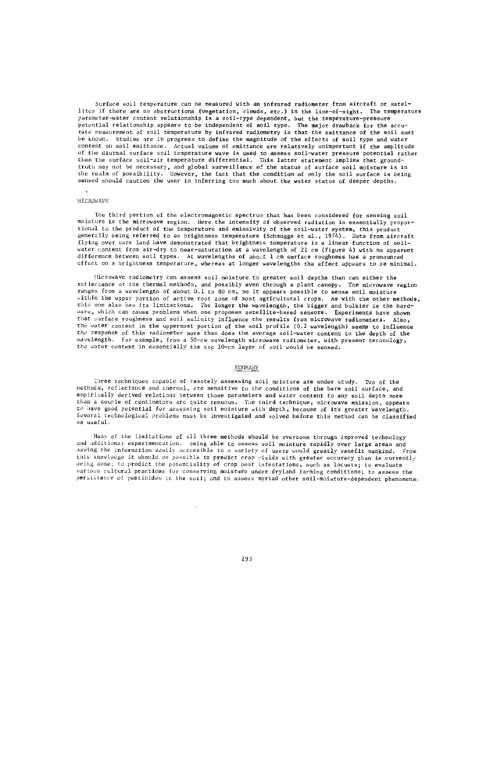Surface soil temperature can be measured with an infrared radiometer from aircraft or satellites if there are no obstructions (vegetation, clouds, etc.) in the line-of-sight. The temperature parameter-water content relationship is a soil-type dependent, but the temperature-pressure potential relationship appears to be independent of soil type. The major drawback for the accurate measurement of soil temperature by infrared radiometry is that the emittance of the soil must be known. Studies are in progress to define the magnitude of the effects of soil type and water content on soil emittance. Actual values of emittance are relatively unimportant if the amplitude of the diurnal surface soil temperature wave is used to assess soil-water pressure potential rather than the surface soil-air temperature differential. This latter statement implies that ground-truth may not be necessary, and global surveillance of the status of surface soil moisture is in the realm of possibility. However, the fact that the condition of only the soil surface is being sensed should caution the user in inferring too much about the water status of deeper depths.

## MICROWAVE

The third portion of the electromagnetic spectrum that has been considered for sensing soil moisture is the microwave region. Here the intensity of observed radiation is essentially proportional to the product of the temperature and emissivity of the soil-water system, this product generally being referred to as brightness temperature (Schmugge et al., 1974). Data from aircraft flying over bare land have demonstrated that brightness temperature is a linear function of soil-water content from air-dry to near-saturation at a wavelength of 21 cm (Figure 4) with no apparent difference between soil types. At wavelengths of about 1 cm surface roughness has a pronounced effect on a brightness temperature, whereas at longer wavelengths the effect appears to be minimal.

Microwave radiometry can assess soil moisture to greater soil depths than can either the reflectance or the thermal methods, and possibly even through a plant canopy. The microwave region ranges from a wavelength of about 0.1 to 80 cm, so it appears possible to sense soil moisture within the upper portion of active root zone of most agricultural crops. As with the other methods, this one also has its limitations. The longer the wavelength, the bigger and bulkier is the hardware, which can cause problems when one proposes satellite-based sensors. Experiments have shown that surface roughness and soil salinity influence the results from microwave radiometers. Also, the water content in the uppermost portion of the soil profile (0.2 wavelength) seems to influence the response of this radiometer more than does the average soil-water content to the depth of the wavelength. For example, from a 50-cm wavelength microwave radiometer, with present technology, the water content in essentially the top 10-cm layer of soil would be sensed.

## SUMMARY

Three techniques capable of remotely assessing soil moisture are under study. Two of the methods, reflectance and thermal, are sensitive to the conditions of the bare soil surface, and empirically derived relations between those parameters and water content to any soil depth more than a couple of centimeters are quite tenuous. The third technique, microwave emission, appears to have good potential for assessing soil moisture with depth, because of its greater wavelength. Several technological problems must be investigated and solved before this method can be classified as useful.

Many of the limitations of all three methods should be overcome through improved technology and additional experimentation. Being able to assess soil moisture rapidly over large areas and having the information easily accessible to a variety of users would greatly benefit mankind. From this knowledge it should be possible to predict crop yields with greater accuracy than is currently being done; to predict the potentiality of crop pest infestations, such as locusts; to evaluate various cultural practices for conserving moisture under dryland farming conditions; to assess the persistence of pesticides in the soil; and to assess myriad other soil-moisture-dependent phenomena.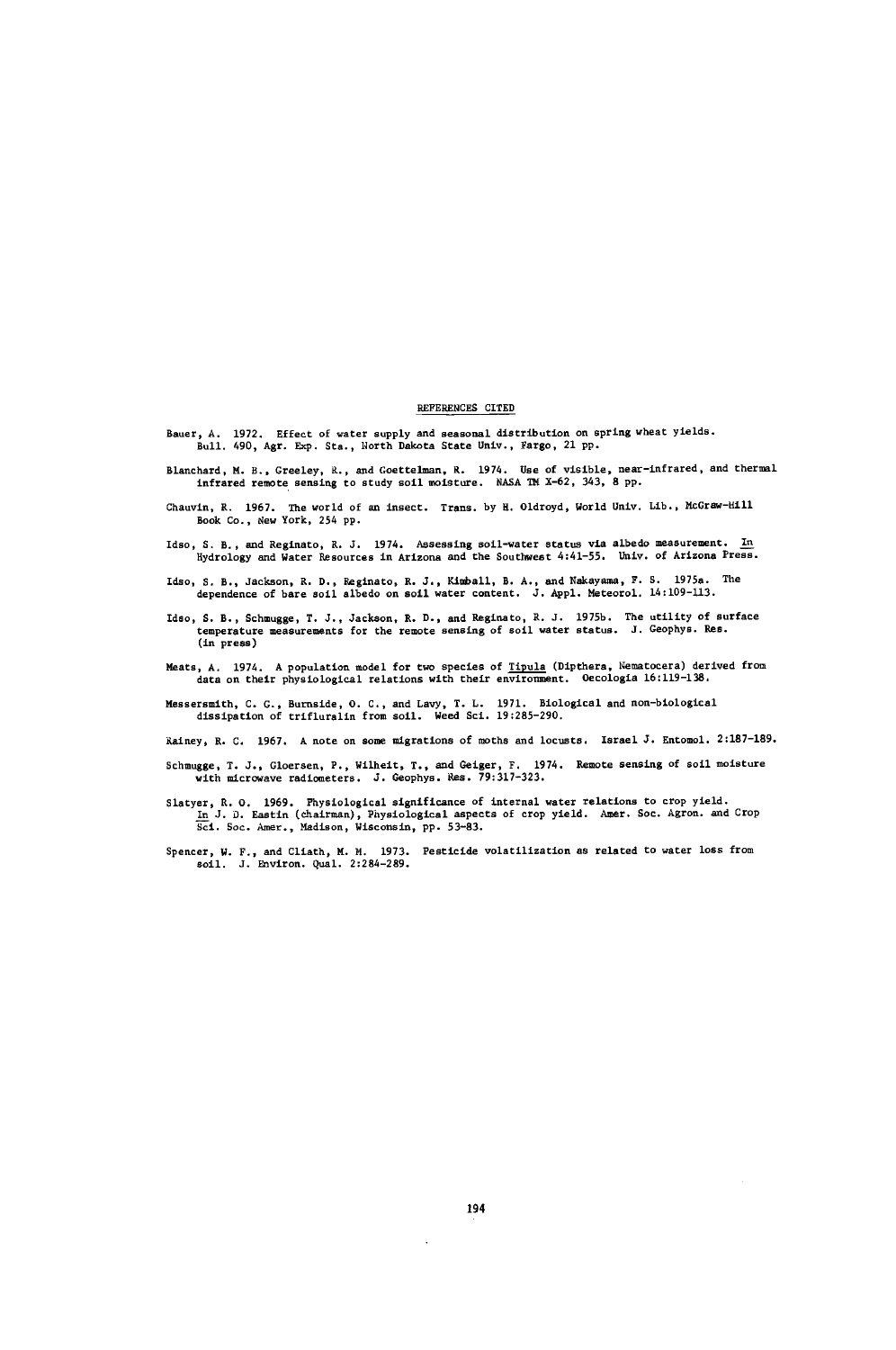## REFERENCES CITED

Bauer, A. 1972. Effect of water supply and seasonal distribution on spring wheat yields. Bull. 490, Agr. Exp. Sta., North Dakota State Univ., Fargo, 21 pp.

Blanchard, M. B., Greeley, R., and Goettelman, R. 1974. Use of visible, near-infrared, and thermal infrared remote sensing to study soil moisture. NASA TM X-62, 343, 8 pp.

Chauvin, R. 1967. The world of an insect. Trans. by H. Oldroyd, World Univ. Lib., McGraw-Hill Book Co., New York, 254 pp.

Idso, S. B., and Reginato, R. J. 1974. Assessing soil-water status via albedo measurement. In Hydrology and Water Resources in Arizona and the Southwest 4:41-55. Univ. of Arizona Press.

Idso, S. B., Jackson, R. D., Reginato, R. J., Kimball, B. A., and Nakayama, F. S. 1975a. The dependence of bare soil albedo on soil water content. J. Appl. Meteorol. 14:109-113.

Idso, S. B., Schmugge, T. J., Jackson, R. D., and Reginato, R. J. 1975b. The utility of surface temperature measurements for the remote sensing of soil water status. J. Geophys. Res. (in press)

Meats, A. 1974. A population model for two species of *Tipula* (Dipthera, Nematocera) derived from data on their physiological relations with their environment. Oecologia 16:119-138.

Messersmith, C. G., Burnside, O. C., and Lavy, T. L. 1971. Biological and non-biological dissipation of trifluralin from soil. Weed Sci. 19:285-290.

Rainey, R. C. 1967. A note on some migrations of moths and locusts. Israel J. Entomol. 2:187-189.

Schmugge, T. J., Gloersen, P., Wilheit, T., and Geiger, F. 1974. Remote sensing of soil moisture with microwave radiometers. J. Geophys. Res. 79:317-323.

Slatyer, R. O. 1969. Physiological significance of internal water relations to crop yield. In J. D. Eastin (chairman), Physiological aspects of crop yield. Amer. Soc. Agron. and Crop Sci. Soc. Amer., Madison, Wisconsin, pp. 53-83.

Spencer, W. F., and Cliath, M. M. 1973. Pesticide volatilization as related to water loss from soil. J. Environ. Qual. 2:284-289.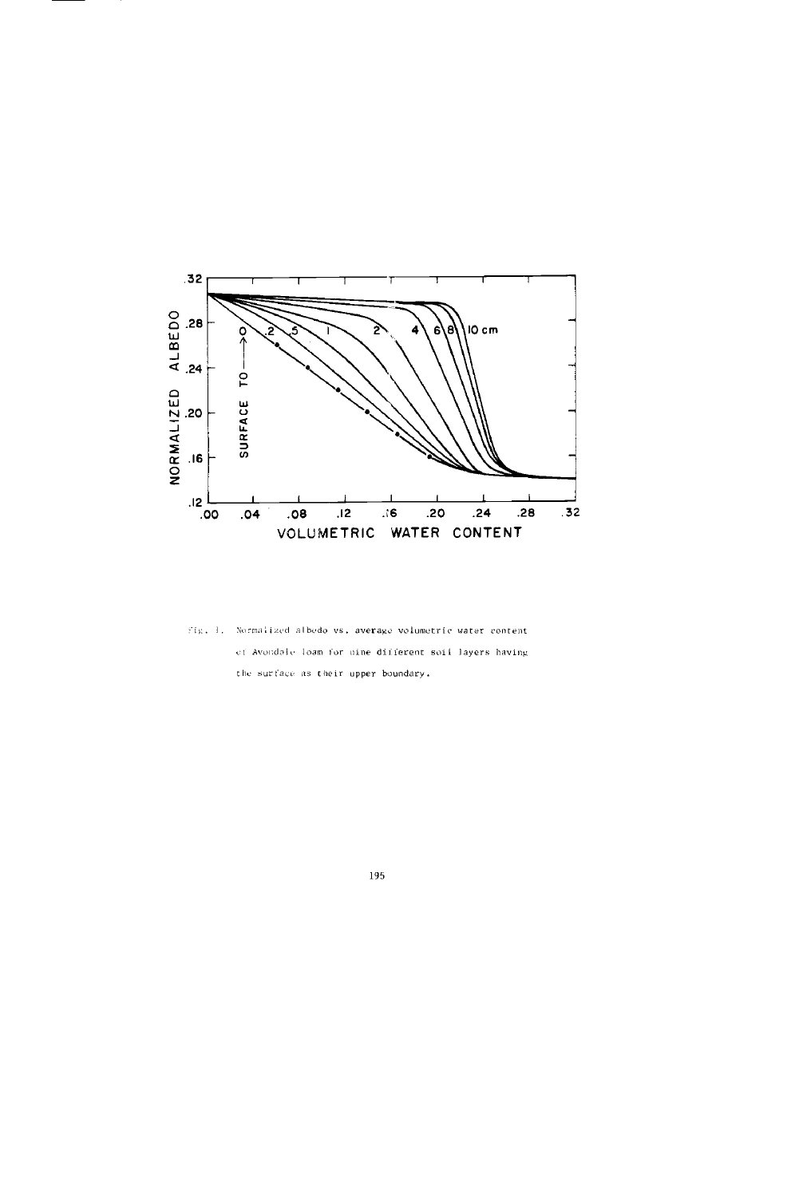Fig. 1. Normalized albedo vs. average volumetric water content of Avondale loam for nine different soil layers having the surface as their upper boundary.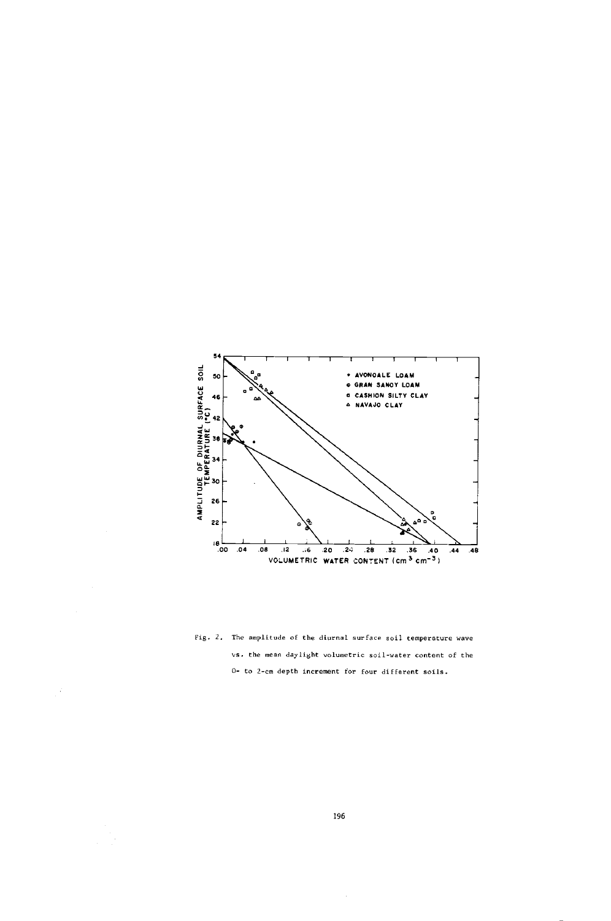Fig. 2. The amplitude of the diurnal surface soil temperature wave vs. the mean daylight volumetric soil-water content of the 0- to 2-cm depth increment for four different soils.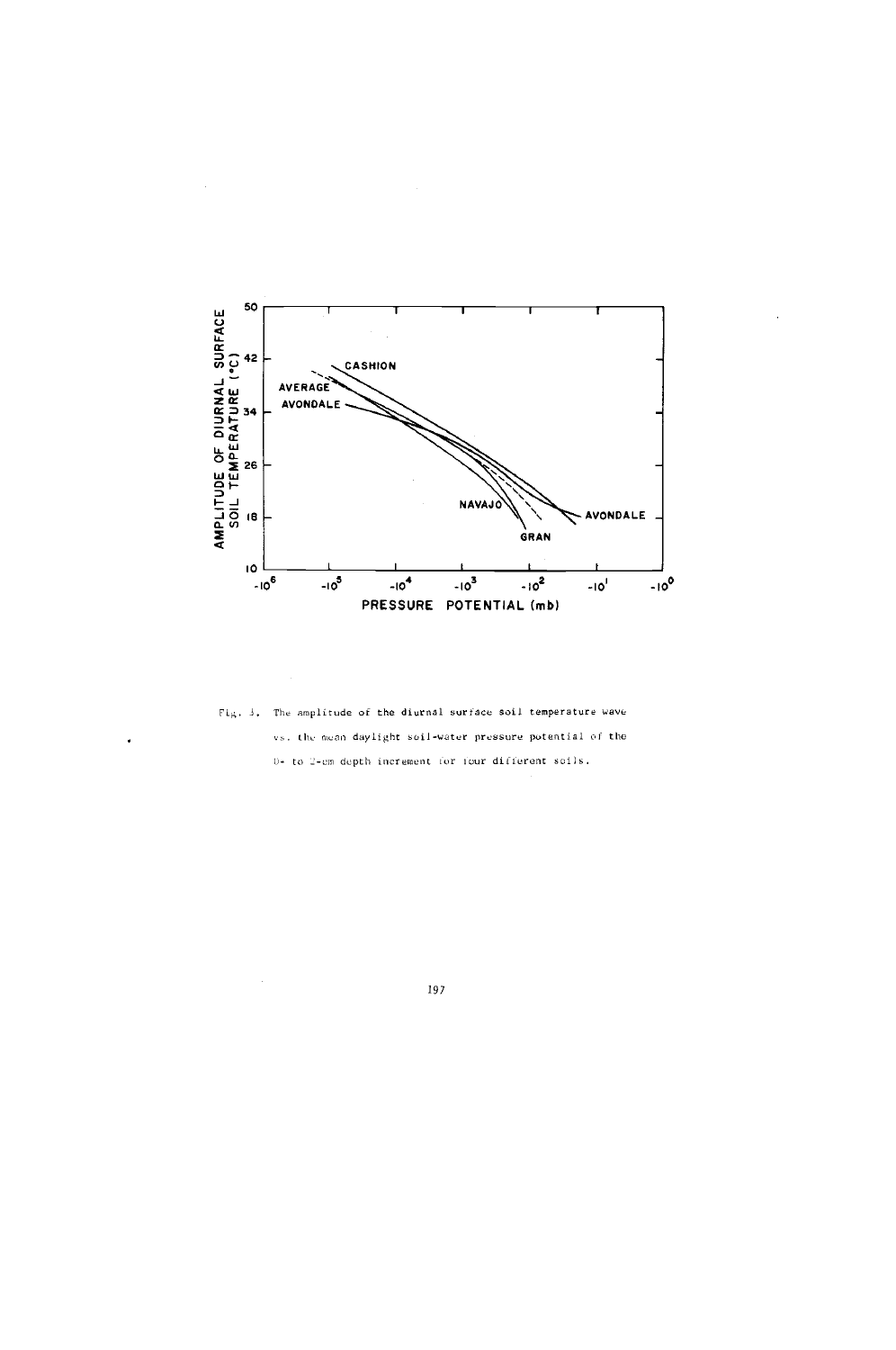Fig. 3. The amplitude of the diurnal surface soil temperature wave vs. the mean daylight soil-water pressure potential of the 0- to 2-cm depth increment for four different soils.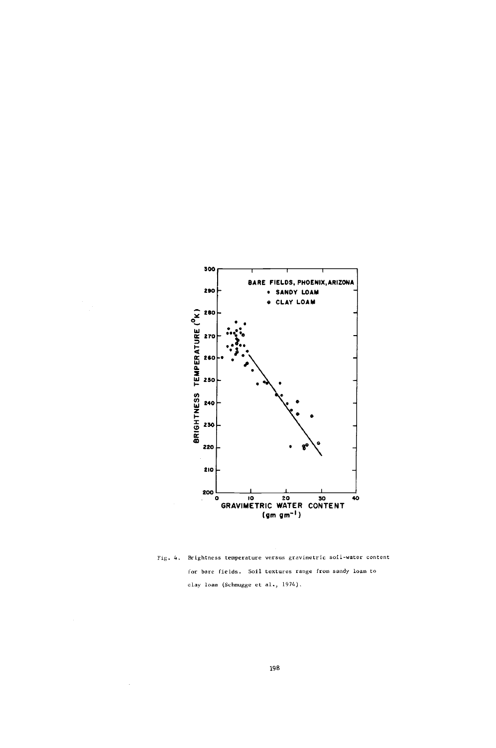BARE FIELDS, PHOENIX, ARIZONA

• SANDY LOAM

⊗ CLAY LOAM

BRIGHTNESS TEMPERATURE (°K)

300
290
280
270
260
250
240
230
220
210
200

0
10
20
30
40

GRAVIMETRIC WATER CONTENT
(gm gm$^{-1}$)

Fig. 4. Brightness temperature versus gravimetric soil-water content for bare fields. Soil textures range from sandy loam to clay loam (Schmugge et al., 1974).